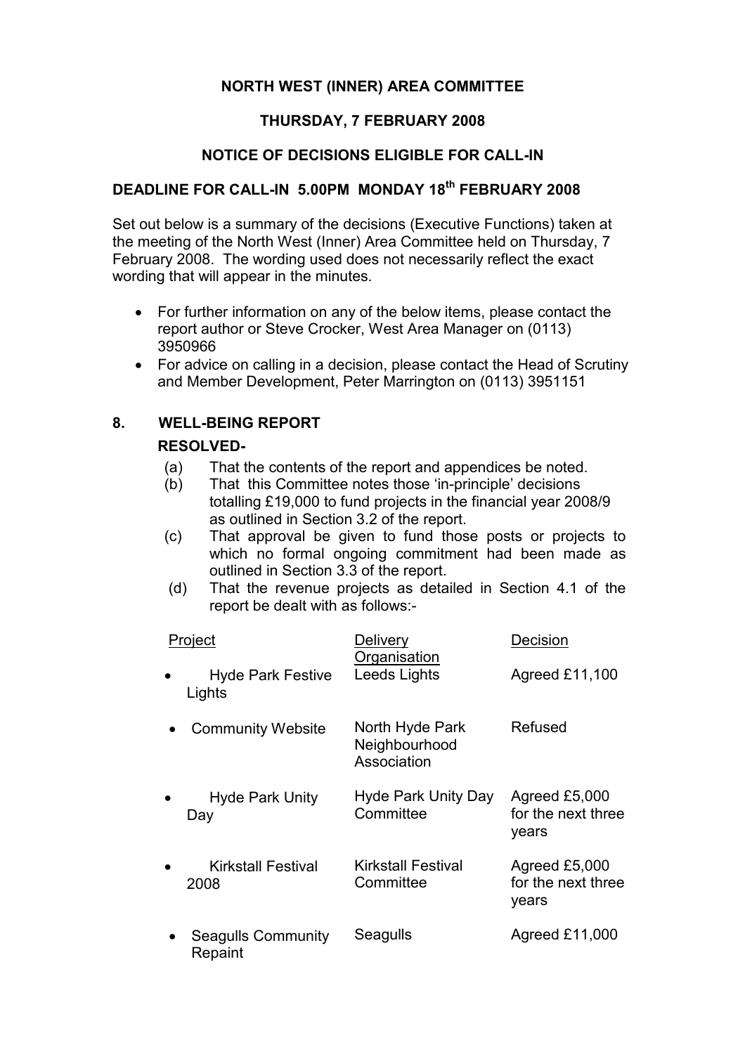# NORTH WEST (INNER) AREA COMMITTEE

## THURSDAY, 7 FEBRUARY 2008

## NOTICE OF DECISIONS ELIGIBLE FOR CALL-IN

## DEADLINE FOR CALL-IN 5.00PM MONDAY 18th FEBRUARY 2008

Set out below is a summary of the decisions (Executive Functions) taken at the meeting of the North West (Inner) Area Committee held on Thursday, 7 February 2008. The wording used does not necessarily reflect the exact wording that will appear in the minutes.

- For further information on any of the below items, please contact the report author or Steve Crocker, West Area Manager on (0113) 3950966
- For advice on calling in a decision, please contact the Head of Scrutiny and Member Development, Peter Marrington on (0113) 3951151

## 8. WELL-BEING REPORT

**RESOLVED-**

(a) That the contents of the report and appendices be noted.

(b) That this Committee notes those 'in-principle' decisions totalling £19,000 to fund projects in the financial year 2008/9 as outlined in Section 3.2 of the report.

(c) That approval be given to fund those posts or projects to which no formal ongoing commitment had been made as outlined in Section 3.3 of the report.

(d) That the revenue projects as detailed in Section 4.1 of the report be dealt with as follows:-

| Project | Delivery Organisation | Decision |
|---|---|---|
| • Hyde Park Festive Lights | Leeds Lights | Agreed £11,100 |
| • Community Website | North Hyde Park Neighbourhood Association | Refused |
| • Hyde Park Unity Day | Hyde Park Unity Day Committee | Agreed £5,000 for the next three years |
| • Kirkstall Festival 2008 | Kirkstall Festival Committee | Agreed £5,000 for the next three years |
| • Seagulls Community Repaint | Seagulls | Agreed £11,000 |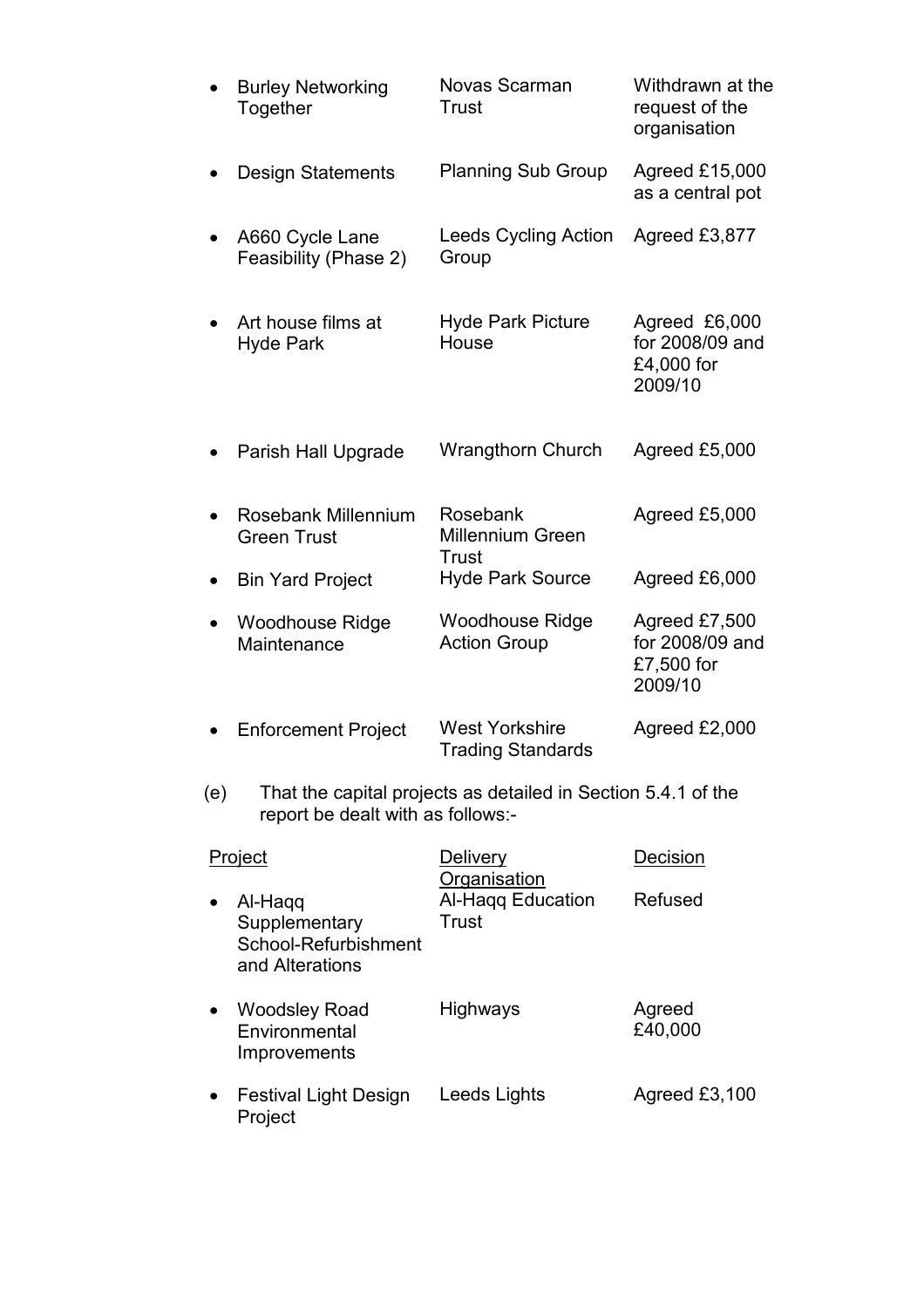| Project | Delivery Organisation | Decision |
|---|---|---|
| Burley Networking Together | Novas Scarman Trust | Withdrawn at the request of the organisation |
| Design Statements | Planning Sub Group | Agreed £15,000 as a central pot |
| A660 Cycle Lane Feasibility (Phase 2) | Leeds Cycling Action Group | Agreed £3,877 |
| Art house films at Hyde Park | Hyde Park Picture House | Agreed £6,000 for 2008/09 and £4,000 for 2009/10 |
| Parish Hall Upgrade | Wrangthorn Church | Agreed £5,000 |
| Rosebank Millennium Green Trust | Rosebank Millennium Green Trust | Agreed £5,000 |
| Bin Yard Project | Hyde Park Source | Agreed £6,000 |
| Woodhouse Ridge Maintenance | Woodhouse Ridge Action Group | Agreed £7,500 for 2008/09 and £7,500 for 2009/10 |
| Enforcement Project | West Yorkshire Trading Standards | Agreed £2,000 |

(e) That the capital projects as detailed in Section 5.4.1 of the report be dealt with as follows:-

| Project | Delivery Organisation | Decision |
|---|---|---|
| Al-Haqq Supplementary School-Refurbishment and Alterations | Al-Haqq Education Trust | Refused |
| Woodsley Road Environmental Improvements | Highways | Agreed £40,000 |
| Festival Light Design Project | Leeds Lights | Agreed £3,100 |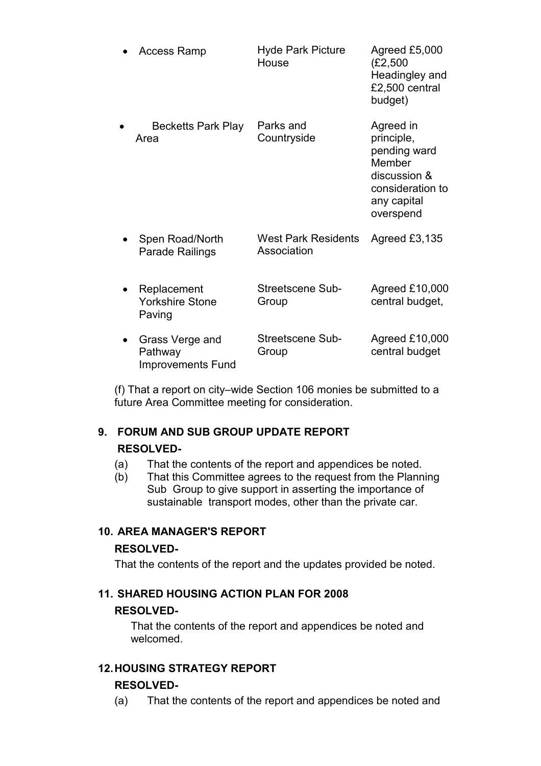| | | |
|---|---|---|
| • Access Ramp | Hyde Park Picture House | Agreed £5,000 (£2,500 Headingley and £2,500 central budget) |
| • Becketts Park Play Area | Parks and Countryside | Agreed in principle, pending ward Member discussion & consideration to any capital overspend |
| • Spen Road/North Parade Railings | West Park Residents Association | Agreed £3,135 |
| • Replacement Yorkshire Stone Paving | Streetscene Sub-Group | Agreed £10,000 central budget, |
| • Grass Verge and Pathway Improvements Fund | Streetscene Sub-Group | Agreed £10,000 central budget |

(f) That a report on city–wide Section 106 monies be submitted to a future Area Committee meeting for consideration.

## 9. FORUM AND SUB GROUP UPDATE REPORT

**RESOLVED-**

(a) That the contents of the report and appendices be noted.

(b) That this Committee agrees to the request from the Planning Sub Group to give support in asserting the importance of sustainable transport modes, other than the private car.

## 10. AREA MANAGER'S REPORT

**RESOLVED-**

That the contents of the report and the updates provided be noted.

## 11. SHARED HOUSING ACTION PLAN FOR 2008

**RESOLVED-**

That the contents of the report and appendices be noted and welcomed.

## 12. HOUSING STRATEGY REPORT

**RESOLVED-**

(a) That the contents of the report and appendices be noted and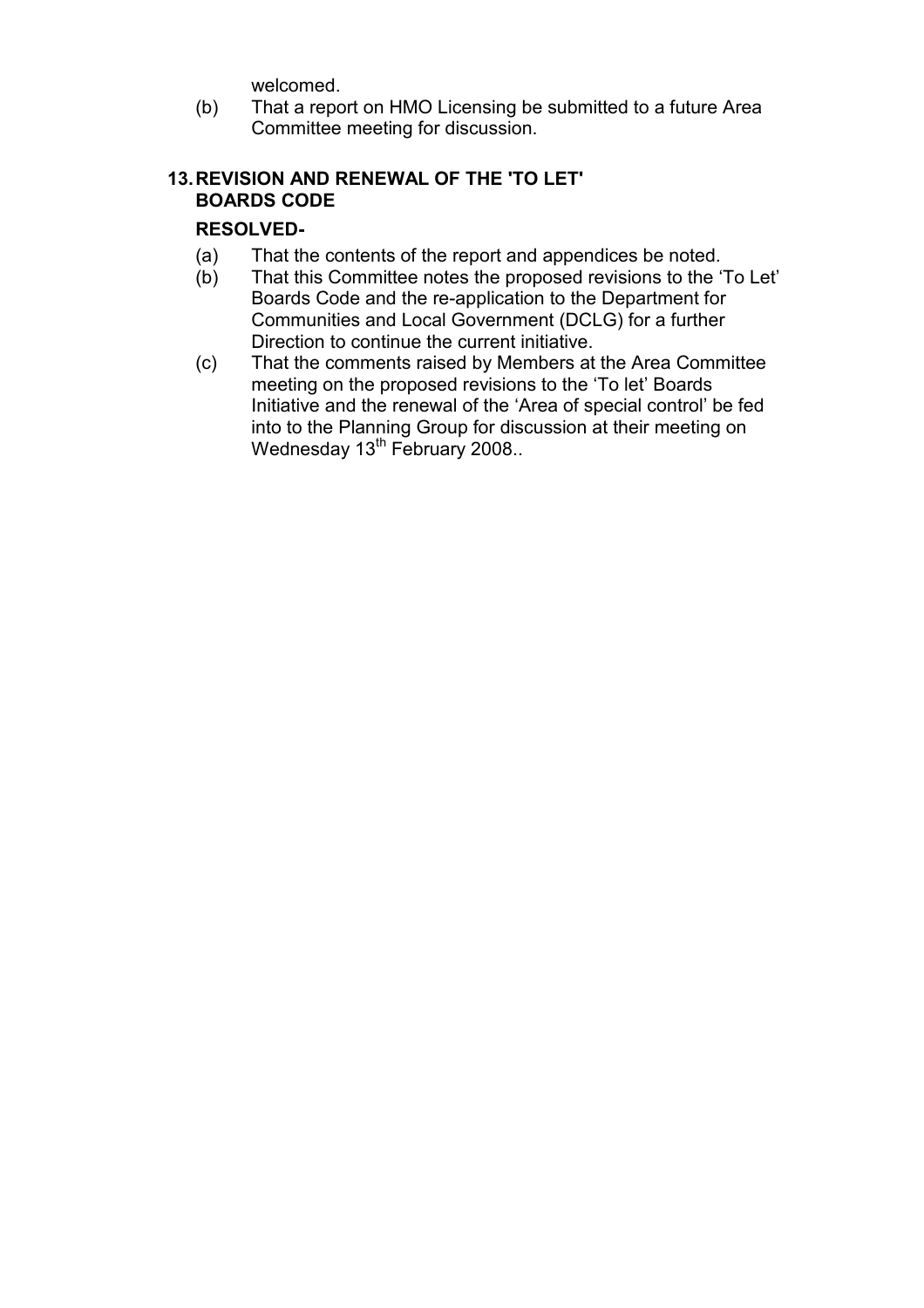welcomed.

(b) That a report on HMO Licensing be submitted to a future Area Committee meeting for discussion.

## 13. REVISION AND RENEWAL OF THE 'TO LET' BOARDS CODE

**RESOLVED-**

(a) That the contents of the report and appendices be noted.

(b) That this Committee notes the proposed revisions to the 'To Let' Boards Code and the re-application to the Department for Communities and Local Government (DCLG) for a further Direction to continue the current initiative.

(c) That the comments raised by Members at the Area Committee meeting on the proposed revisions to the 'To let' Boards Initiative and the renewal of the 'Area of special control' be fed into to the Planning Group for discussion at their meeting on Wednesday 13th February 2008..